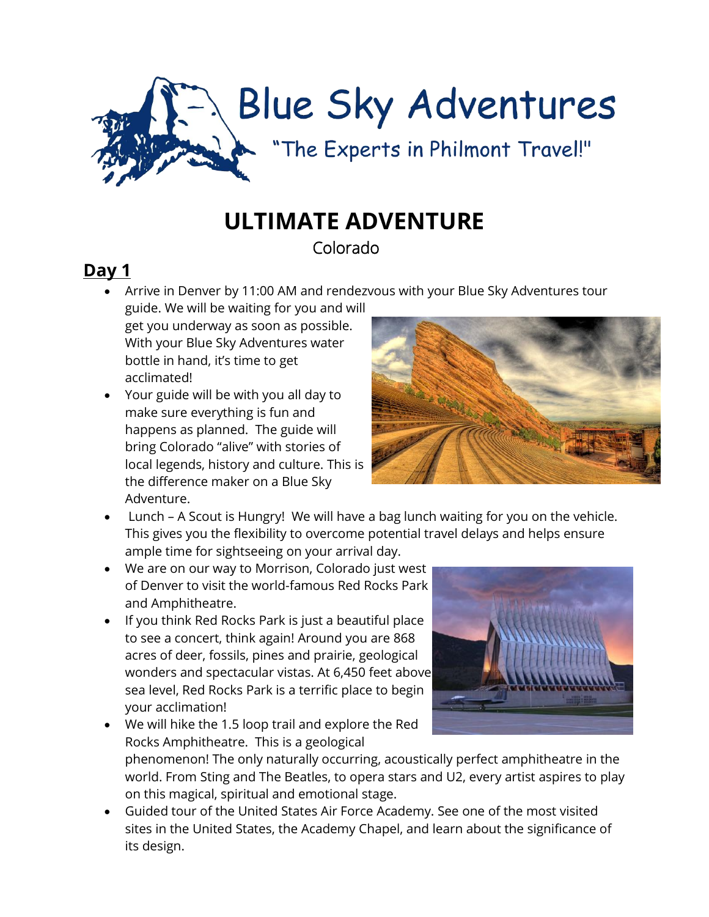# Blue Sky Adventures

"The Experts in Philmont Travel!"

## ULTIMATE ADVENTURE

Colorado

### Day 1

- Arrive in Denver by 11:00 AM and rendezvous with your Blue Sky Adventures tour guide. We will be waiting for you and will get you underway as soon as possible. With your Blue Sky Adventures water bottle in hand, it's time to get acclimated!
- Your guide will be with you all day to make sure everything is fun and happens as planned. The guide will bring Colorado "alive" with stories of local legends, history and culture. This is the difference maker on a Blue Sky Adventure.
- Lunch – A Scout is Hungry! We will have a bag lunch waiting for you on the vehicle. This gives you the flexibility to overcome potential travel delays and helps ensure ample time for sightseeing on your arrival day.
- We are on our way to Morrison, Colorado just west of Denver to visit the world-famous Red Rocks Park and Amphitheatre.
- If you think Red Rocks Park is just a beautiful place to see a concert, think again! Around you are 868 acres of deer, fossils, pines and prairie, geological wonders and spectacular vistas. At 6,450 feet above sea level, Red Rocks Park is a terrific place to begin your acclimation!
- We will hike the 1.5 loop trail and explore the Red Rocks Amphitheatre. This is a geological phenomenon! The only naturally occurring, acoustically perfect amphitheatre in the world. From Sting and The Beatles, to opera stars and U2, every artist aspires to play on this magical, spiritual and emotional stage.
- Guided tour of the United States Air Force Academy. See one of the most visited sites in the United States, the Academy Chapel, and learn about the significance of its design.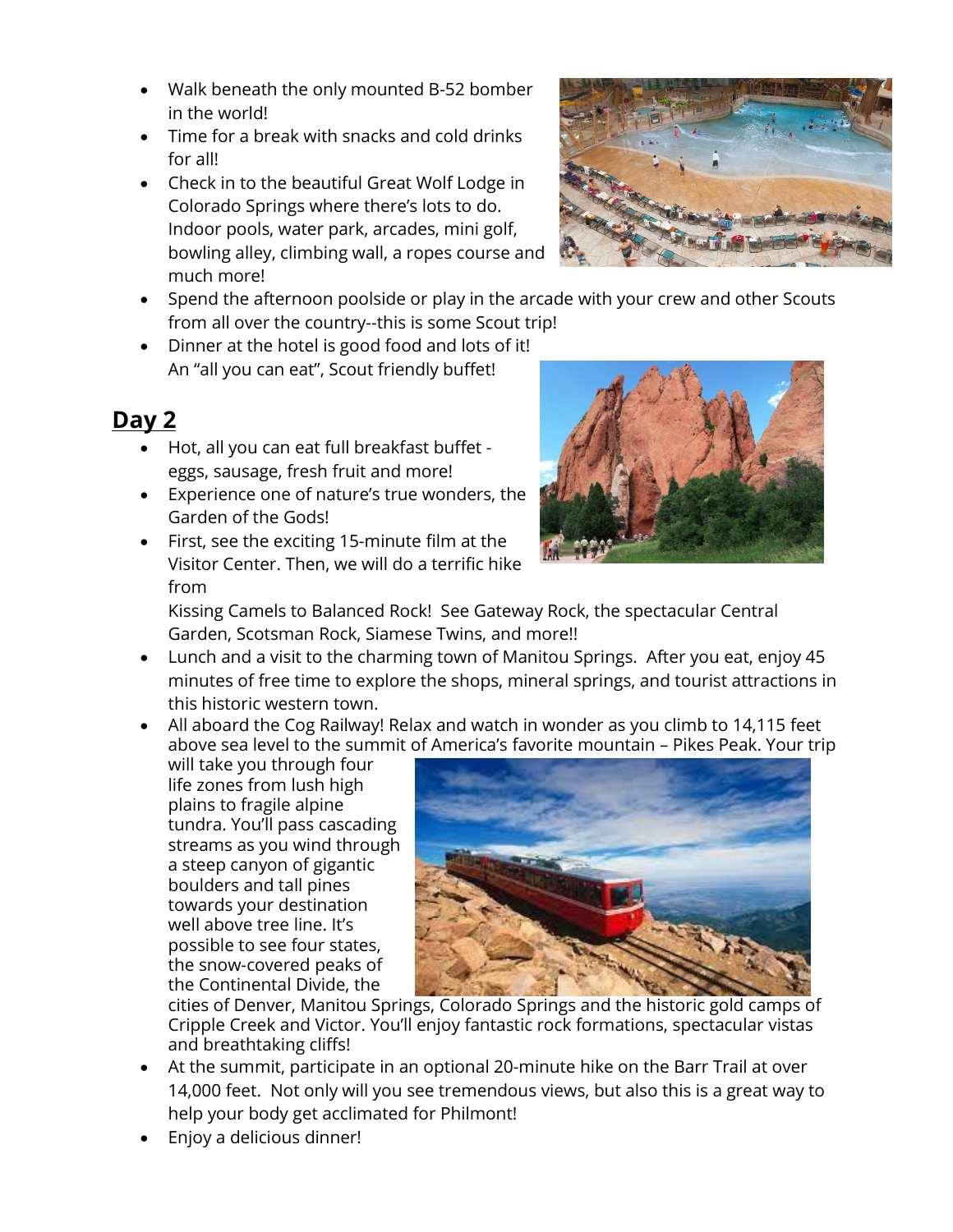- Walk beneath the only mounted B-52 bomber in the world!
- Time for a break with snacks and cold drinks for all!
- Check in to the beautiful Great Wolf Lodge in Colorado Springs where there's lots to do. Indoor pools, water park, arcades, mini golf, bowling alley, climbing wall, a ropes course and much more!
- Spend the afternoon poolside or play in the arcade with your crew and other Scouts from all over the country--this is some Scout trip!
- Dinner at the hotel is good food and lots of it! An "all you can eat", Scout friendly buffet!

## Day 2

- Hot, all you can eat full breakfast buffet - eggs, sausage, fresh fruit and more!
- Experience one of nature's true wonders, the Garden of the Gods!
- First, see the exciting 15-minute film at the Visitor Center. Then, we will do a terrific hike from Kissing Camels to Balanced Rock! See Gateway Rock, the spectacular Central Garden, Scotsman Rock, Siamese Twins, and more!!
- Lunch and a visit to the charming town of Manitou Springs. After you eat, enjoy 45 minutes of free time to explore the shops, mineral springs, and tourist attractions in this historic western town.
- All aboard the Cog Railway! Relax and watch in wonder as you climb to 14,115 feet above sea level to the summit of America's favorite mountain – Pikes Peak. Your trip will take you through four life zones from lush high plains to fragile alpine tundra. You'll pass cascading streams as you wind through a steep canyon of gigantic boulders and tall pines towards your destination well above tree line. It's possible to see four states, the snow-covered peaks of the Continental Divide, the cities of Denver, Manitou Springs, Colorado Springs and the historic gold camps of Cripple Creek and Victor. You'll enjoy fantastic rock formations, spectacular vistas and breathtaking cliffs!
- At the summit, participate in an optional 20-minute hike on the Barr Trail at over 14,000 feet. Not only will you see tremendous views, but also this is a great way to help your body get acclimated for Philmont!
- Enjoy a delicious dinner!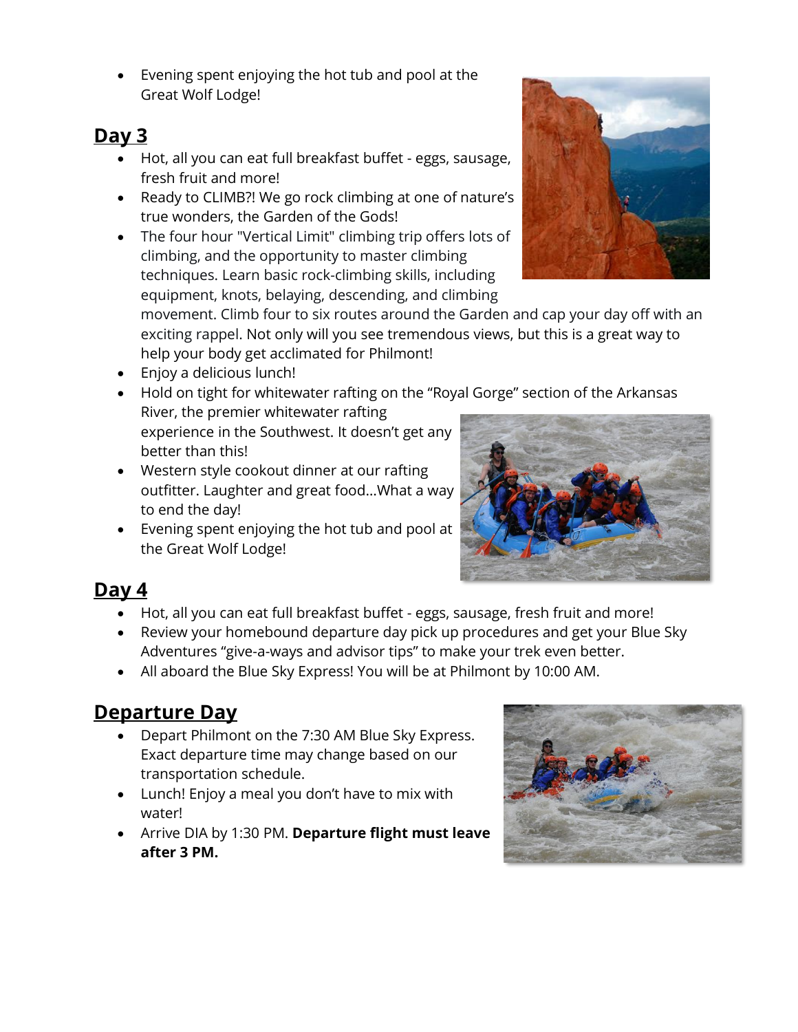- Evening spent enjoying the hot tub and pool at the Great Wolf Lodge!

## Day 3

- Hot, all you can eat full breakfast buffet - eggs, sausage, fresh fruit and more!
- Ready to CLIMB?! We go rock climbing at one of nature's true wonders, the Garden of the Gods!
- The four hour "Vertical Limit" climbing trip offers lots of climbing, and the opportunity to master climbing techniques. Learn basic rock-climbing skills, including equipment, knots, belaying, descending, and climbing movement. Climb four to six routes around the Garden and cap your day off with an exciting rappel. Not only will you see tremendous views, but this is a great way to help your body get acclimated for Philmont!
- Enjoy a delicious lunch!
- Hold on tight for whitewater rafting on the "Royal Gorge" section of the Arkansas River, the premier whitewater rafting experience in the Southwest. It doesn't get any better than this!
- Western style cookout dinner at our rafting outfitter. Laughter and great food…What a way to end the day!
- Evening spent enjoying the hot tub and pool at the Great Wolf Lodge!

## Day 4

- Hot, all you can eat full breakfast buffet - eggs, sausage, fresh fruit and more!
- Review your homebound departure day pick up procedures and get your Blue Sky Adventures "give-a-ways and advisor tips" to make your trek even better.
- All aboard the Blue Sky Express! You will be at Philmont by 10:00 AM.

## Departure Day

- Depart Philmont on the 7:30 AM Blue Sky Express. Exact departure time may change based on our transportation schedule.
- Lunch! Enjoy a meal you don't have to mix with water!
- Arrive DIA by 1:30 PM. **Departure flight must leave after 3 PM.**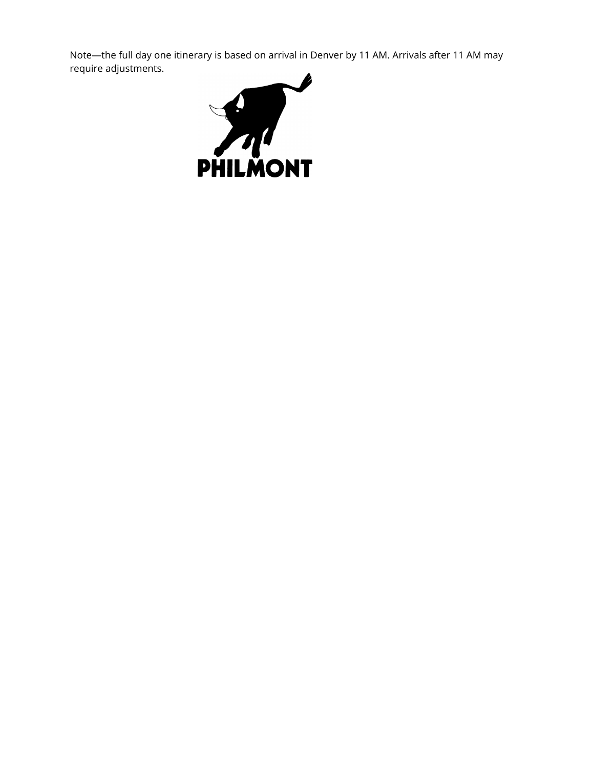Note—the full day one itinerary is based on arrival in Denver by 11 AM. Arrivals after 11 AM may require adjustments.

PHILMONT